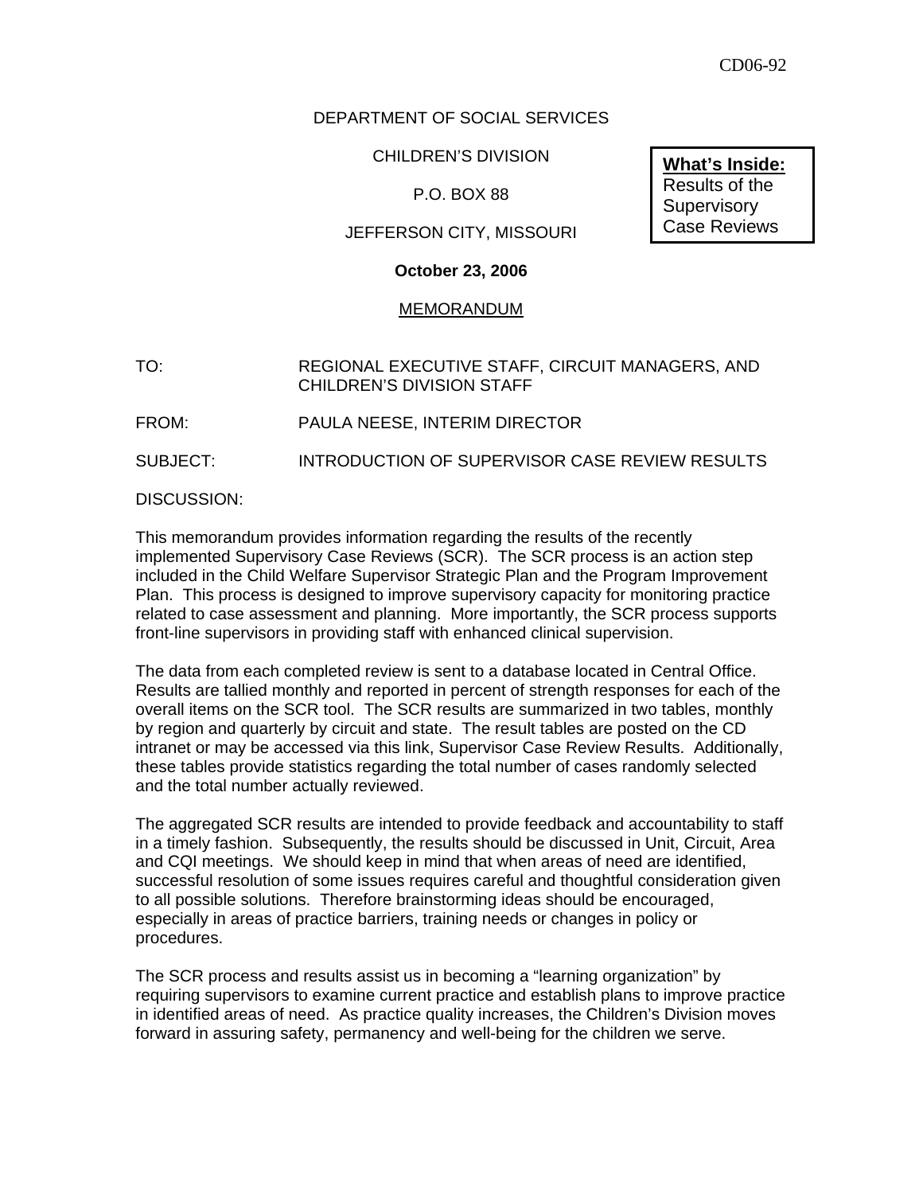CD06-92

DEPARTMENT OF SOCIAL SERVICES

CHILDREN'S DIVISION

P.O. BOX 88

JEFFERSON CITY, MISSOURI

**October 23, 2006**

**What's Inside:**
Results of the Supervisory Case Reviews

MEMORANDUM

TO: REGIONAL EXECUTIVE STAFF, CIRCUIT MANAGERS, AND CHILDREN'S DIVISION STAFF

FROM: PAULA NEESE, INTERIM DIRECTOR

SUBJECT: INTRODUCTION OF SUPERVISOR CASE REVIEW RESULTS

DISCUSSION:

This memorandum provides information regarding the results of the recently implemented Supervisory Case Reviews (SCR). The SCR process is an action step included in the Child Welfare Supervisor Strategic Plan and the Program Improvement Plan. This process is designed to improve supervisory capacity for monitoring practice related to case assessment and planning. More importantly, the SCR process supports front-line supervisors in providing staff with enhanced clinical supervision.

The data from each completed review is sent to a database located in Central Office. Results are tallied monthly and reported in percent of strength responses for each of the overall items on the SCR tool. The SCR results are summarized in two tables, monthly by region and quarterly by circuit and state. The result tables are posted on the CD intranet or may be accessed via this link, Supervisor Case Review Results. Additionally, these tables provide statistics regarding the total number of cases randomly selected and the total number actually reviewed.

The aggregated SCR results are intended to provide feedback and accountability to staff in a timely fashion. Subsequently, the results should be discussed in Unit, Circuit, Area and CQI meetings. We should keep in mind that when areas of need are identified, successful resolution of some issues requires careful and thoughtful consideration given to all possible solutions. Therefore brainstorming ideas should be encouraged, especially in areas of practice barriers, training needs or changes in policy or procedures.

The SCR process and results assist us in becoming a "learning organization" by requiring supervisors to examine current practice and establish plans to improve practice in identified areas of need. As practice quality increases, the Children's Division moves forward in assuring safety, permanency and well-being for the children we serve.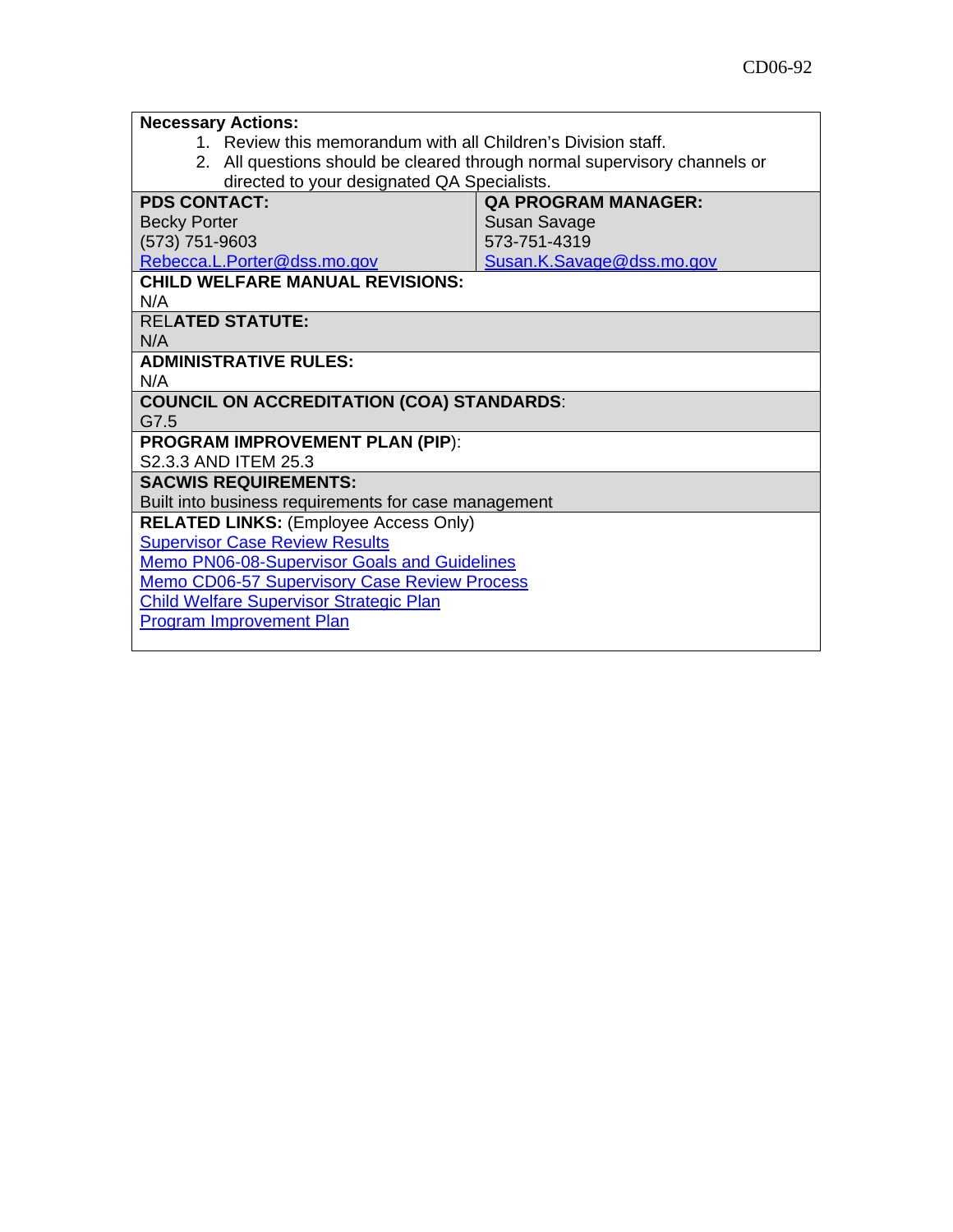**Necessary Actions:**

1. Review this memorandum with all Children's Division staff.
2. All questions should be cleared through normal supervisory channels or directed to your designated QA Specialists.

| **PDS CONTACT:** | **QA PROGRAM MANAGER:** |
| --- | --- |
| Becky Porter<br>(573) 751-9603<br>Rebecca.L.Porter@dss.mo.gov | Susan Savage<br>573-751-4319<br>Susan.K.Savage@dss.mo.gov |

**CHILD WELFARE MANUAL REVISIONS:**
N/A

**RELATED STATUTE:**
N/A

**ADMINISTRATIVE RULES:**
N/A

**COUNCIL ON ACCREDITATION (COA) STANDARDS**:
G7.5

**PROGRAM IMPROVEMENT PLAN (PIP)**:
S2.3.3 AND ITEM 25.3

**SACWIS REQUIREMENTS:**
Built into business requirements for case management

**RELATED LINKS:** (Employee Access Only)

Supervisor Case Review Results
Memo PN06-08-Supervisor Goals and Guidelines
Memo CD06-57 Supervisory Case Review Process
Child Welfare Supervisor Strategic Plan
Program Improvement Plan